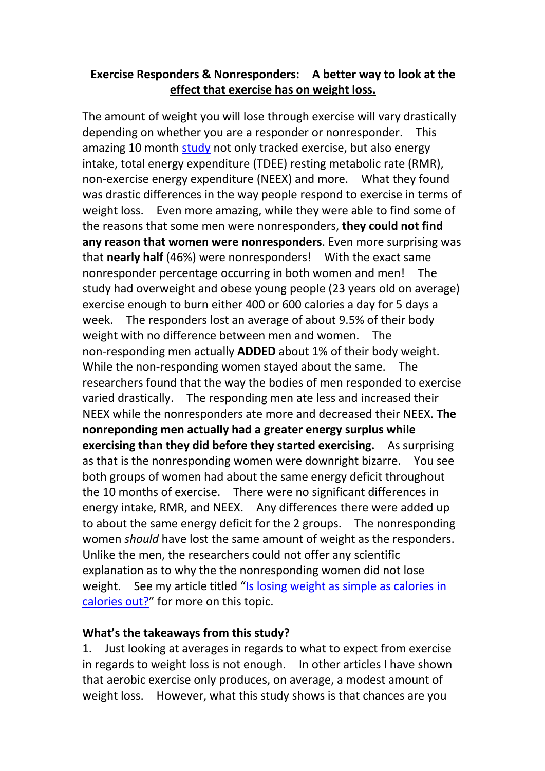# Exercise Responders & Nonresponders: A better way to look at the effect that exercise has on weight loss.

The amount of weight you will lose through exercise will vary drastically depending on whether you are a responder or nonresponder. This amazing 10 month [study](#) not only tracked exercise, but also energy intake, total energy expenditure (TDEE) resting metabolic rate (RMR), non-exercise energy expenditure (NEEX) and more. What they found was drastic differences in the way people respond to exercise in terms of weight loss. Even more amazing, while they were able to find some of the reasons that some men were nonresponders, **they could not find any reason that women were nonresponders**. Even more surprising was that **nearly half** (46%) were nonresponders! With the exact same nonresponder percentage occurring in both women and men! The study had overweight and obese young people (23 years old on average) exercise enough to burn either 400 or 600 calories a day for 5 days a week. The responders lost an average of about 9.5% of their body weight with no difference between men and women. The non-responding men actually **ADDED** about 1% of their body weight. While the non-responding women stayed about the same. The researchers found that the way the bodies of men responded to exercise varied drastically. The responding men ate less and increased their NEEX while the nonresponders ate more and decreased their NEEX. **The nonreponding men actually had a greater energy surplus while exercising than they did before they started exercising.** As surprising as that is the nonresponding women were downright bizarre. You see both groups of women had about the same energy deficit throughout the 10 months of exercise. There were no significant differences in energy intake, RMR, and NEEX. Any differences there were added up to about the same energy deficit for the 2 groups. The nonresponding women *should* have lost the same amount of weight as the responders. Unlike the men, the researchers could not offer any scientific explanation as to why the the nonresponding women did not lose weight. See my article titled "[Is losing weight as simple as calories in calories out?](#)" for more on this topic.

**What's the takeaways from this study?**

1. Just looking at averages in regards to what to expect from exercise in regards to weight loss is not enough. In other articles I have shown that aerobic exercise only produces, on average, a modest amount of weight loss. However, what this study shows is that chances are you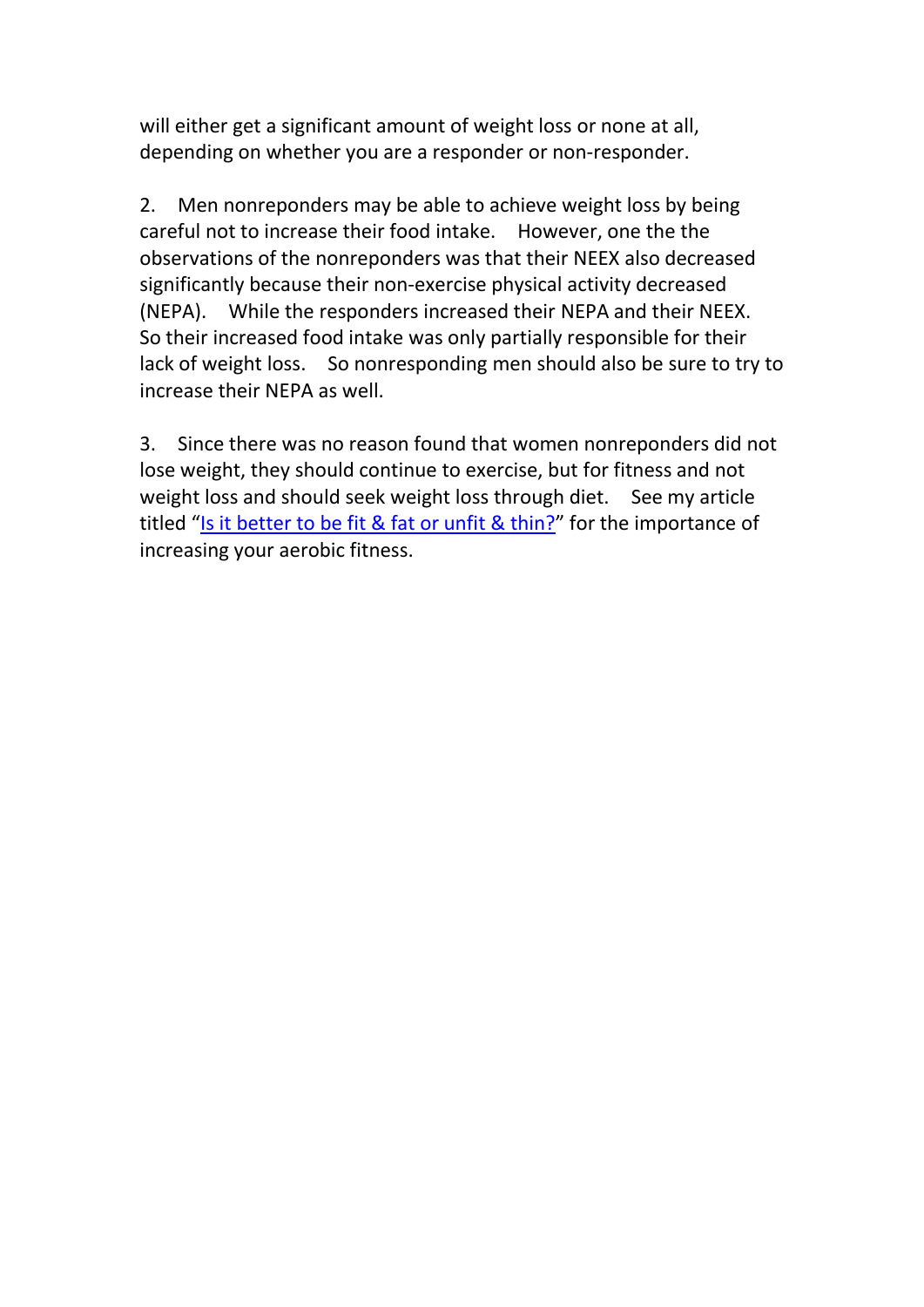will either get a significant amount of weight loss or none at all, depending on whether you are a responder or non-responder.

2. Men nonreponders may be able to achieve weight loss by being careful not to increase their food intake. However, one the the observations of the nonreponders was that their NEEX also decreased significantly because their non-exercise physical activity decreased (NEPA). While the responders increased their NEPA and their NEEX. So their increased food intake was only partially responsible for their lack of weight loss. So nonresponding men should also be sure to try to increase their NEPA as well.

3. Since there was no reason found that women nonreponders did not lose weight, they should continue to exercise, but for fitness and not weight loss and should seek weight loss through diet. See my article titled "Is it better to be fit & fat or unfit & thin?" for the importance of increasing your aerobic fitness.